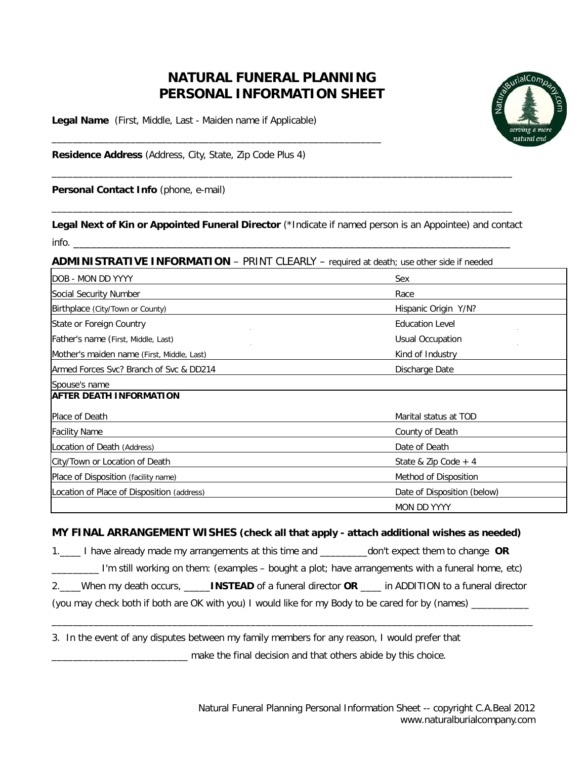# NATURAL FUNERAL PLANNING
# PERSONAL INFORMATION SHEET

**Legal Name** (First, Middle, Last - Maiden name if Applicable)

_______________________________________________________________

**Residence Address** (Address, City, State, Zip Code Plus 4)

_______________________________________________________________________________________

**Personal Contact Info** (phone, e-mail)

_______________________________________________________________________________________

**Legal Next of Kin or Appointed Funeral Director** (*Indicate if named person is an Appointee) and contact info. ___________________________________________________________________________________

**ADMINISTRATIVE INFORMATION** – PRINT CLEARLY – required at death; use other side if needed

| | |
|---|---|
| DOB - MON DD YYYY | Sex |
| Social Security Number | Race |
| Birthplace (City/Town or County) | Hispanic Origin Y/N? |
| State or Foreign Country | Education Level |
| Father's name (First, Middle, Last) | Usual Occupation |
| Mother's maiden name (First, Middle, Last) | Kind of Industry |
| Armed Forces Svc? Branch of Svc & DD214 | Discharge Date |
| Spouse's name | |
| **AFTER DEATH INFORMATION** | |
| Place of Death | Marital status at TOD |
| Facility Name | County of Death |
| Location of Death (Address) | Date of Death |
| City/Town or Location of Death | State & Zip Code + 4 |
| Place of Disposition (facility name) | Method of Disposition |
| Location of Place of Disposition (address) | Date of Disposition (below) |
| | MON DD YYYY |

**MY FINAL ARRANGEMENT WISHES (check all that apply - attach additional wishes as needed)**

1.____ I have already made my arrangements at this time and _________don't expect them to change **OR** _________ I'm still working on them: (examples – bought a plot; have arrangements with a funeral home, etc)

2.____When my death occurs, _____**INSTEAD** of a funeral director **OR** ____ in ADDITION to a funeral director (you may check both if both are OK with you) I would like for my Body to be cared for by (names) ___________

_______________________________________________________________________________________________

3. In the event of any disputes between my family members for any reason, I would prefer that __________________________ make the final decision and that others abide by this choice.

Natural Funeral Planning Personal Information Sheet -- copyright C.A.Beal 2012
www.naturalburialcompany.com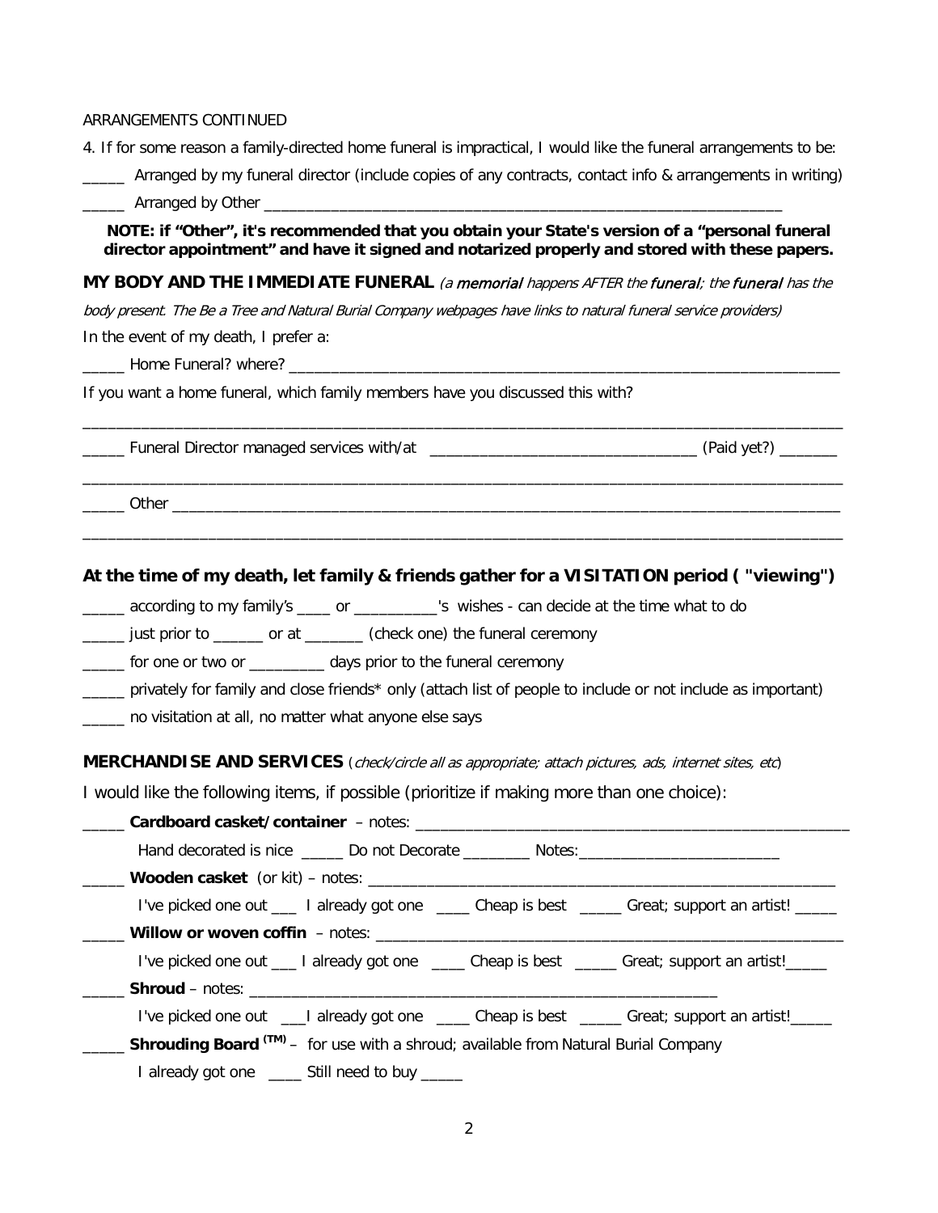ARRANGEMENTS CONTINUED

4. If for some reason a family-directed home funeral is impractical, I would like the funeral arrangements to be:

_____ Arranged by my funeral director (include copies of any contracts, contact info & arrangements in writing)

_____ Arranged by Other ___________________________________________________________________

**NOTE: if "Other", it's recommended that you obtain your State's version of a "personal funeral director appointment" and have it signed and notarized properly and stored with these papers.**

**MY BODY AND THE IMMEDIATE FUNERAL** *(a memorial happens AFTER the funeral; the funeral has the body present. The Be a Tree and Natural Burial Company webpages have links to natural funeral service providers)*

In the event of my death, I prefer a:

_____ Home Funeral? where? ______________________________________________________________________

If you want a home funeral, which family members have you discussed this with?

___________________________________________________________________________________________

_____ Funeral Director managed services with/at _________________________________ (Paid yet?) _______

___________________________________________________________________________________________

_____ Other _______________________________________________________________________________

___________________________________________________________________________________________

**At the time of my death, let family & friends gather for a VISITATION period ( "viewing")**

_____ according to my family's ____ or __________'s wishes - can decide at the time what to do

_____ just prior to ______ or at _______ (check one) the funeral ceremony

_____ for one or two or _________ days prior to the funeral ceremony

_____ privately for family and close friends* only (attach list of people to include or not include as important)

_____ no visitation at all, no matter what anyone else says

**MERCHANDISE AND SERVICES** (*check/circle all as appropriate; attach pictures, ads, internet sites, etc*)

I would like the following items, if possible (prioritize if making more than one choice):

_____ **Cardboard casket/container** – notes: _____________________________________________________

Hand decorated is nice _____ Do not Decorate ________ Notes:________________________

_____ **Wooden casket** (or kit) – notes: _________________________________________________________

I've picked one out ___ I already got one ____ Cheap is best _____ Great; support an artist! _____

_____ **Willow or woven coffin** – notes: _________________________________________________________

I've picked one out ___ I already got one ____ Cheap is best _____ Great; support an artist!_____

_____ **Shroud** – notes: _________________________________________________________

I've picked one out ___I already got one ____ Cheap is best _____ Great; support an artist!_____

_____ **Shrouding Board (TM)** – for use with a shroud; available from Natural Burial Company

I already got one ____ Still need to buy _____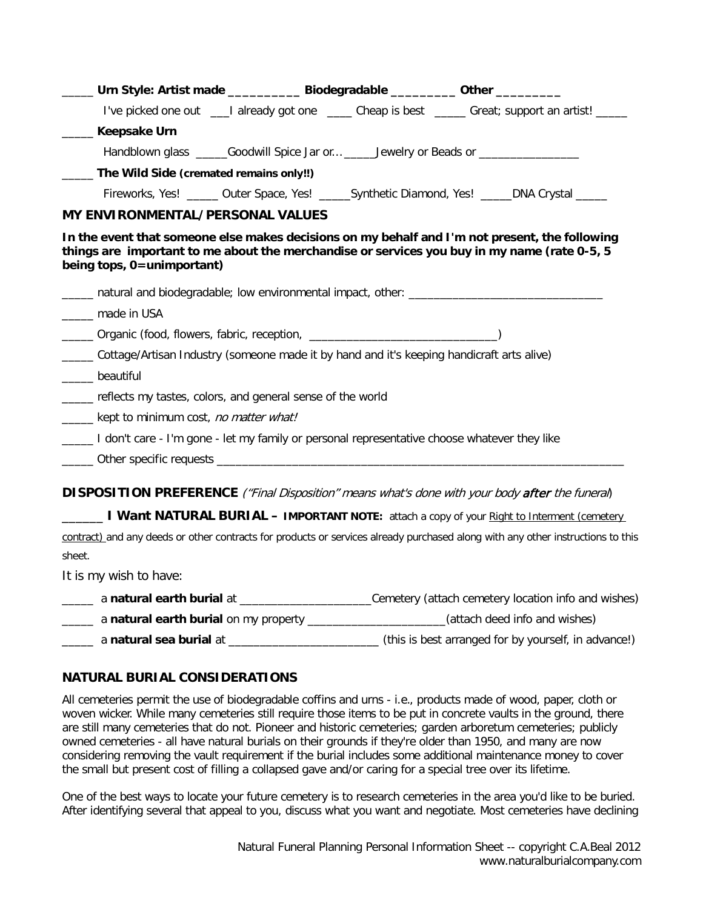_____ **Urn Style: Artist made __________ Biodegradable _________ Other _________**

I've picked one out ___I already got one ____ Cheap is best _____ Great; support an artist! _____

_____ **Keepsake Urn**

Handblown glass _____Goodwill Spice Jar or... _____Jewelry or Beads or ________________

_____ **The Wild Side (cremated remains only!!)**

Fireworks, Yes! _____ Outer Space, Yes! _____Synthetic Diamond, Yes! _____DNA Crystal _____

## MY ENVIRONMENTAL/PERSONAL VALUES

**In the event that someone else makes decisions on my behalf and I'm not present, the following things are important to me about the merchandise or services you buy in my name (rate 0-5, 5 being tops, 0=unimportant)**

_____ natural and biodegradable; low environmental impact, other: ________________________________

_____ made in USA

_____ Organic (food, flowers, fabric, reception, ______________________________)

_____ Cottage/Artisan Industry (someone made it by hand and it's keeping handicraft arts alive)

_____ beautiful

_____ reflects my tastes, colors, and general sense of the world

_____ kept to minimum cost, *no matter what!*

_____ I don't care - I'm gone - let my family or personal representative choose whatever they like

_____ Other specific requests ____________________________________________________________________

**DISPOSITION PREFERENCE** *("Final Disposition" means what's done with your body **after** the funeral)*

______ **I Want NATURAL BURIAL – IMPORTANT NOTE:** attach a copy of your Right to Interment (cemetery contract) and any deeds or other contracts for products or services already purchased along with any other instructions to this sheet.

It is my wish to have:

_____ a **natural earth burial** at _____________________Cemetery (attach cemetery location info and wishes)

_____ a **natural earth burial** on my property ______________________(attach deed info and wishes)

_____ a **natural sea burial** at ________________________ (this is best arranged for by yourself, in advance!)

## NATURAL BURIAL CONSIDERATIONS

All cemeteries permit the use of biodegradable coffins and urns - i.e., products made of wood, paper, cloth or woven wicker. While many cemeteries still require those items to be put in concrete vaults in the ground, there are still many cemeteries that do not. Pioneer and historic cemeteries; garden arboretum cemeteries; publicly owned cemeteries - all have natural burials on their grounds if they're older than 1950, and many are now considering removing the vault requirement if the burial includes some additional maintenance money to cover the small but present cost of filling a collapsed gave and/or caring for a special tree over its lifetime.

One of the best ways to locate your future cemetery is to research cemeteries in the area you'd like to be buried. After identifying several that appeal to you, discuss what you want and negotiate. Most cemeteries have declining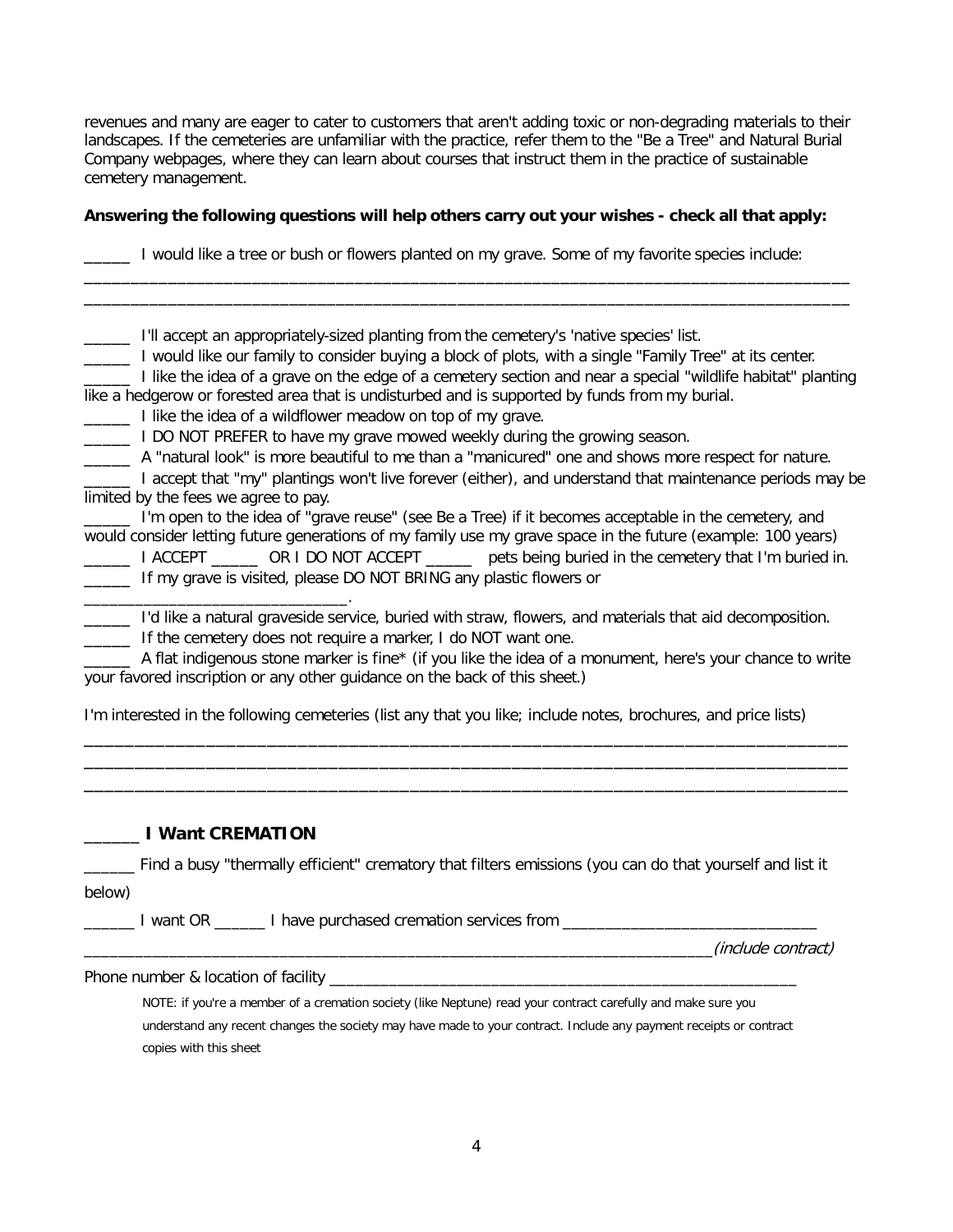revenues and many are eager to cater to customers that aren't adding toxic or non-degrading materials to their landscapes. If the cemeteries are unfamiliar with the practice, refer them to the "Be a Tree" and Natural Burial Company webpages, where they can learn about courses that instruct them in the practice of sustainable cemetery management.

**Answering the following questions will help others carry out your wishes - check all that apply:**

_____ I would like a tree or bush or flowers planted on my grave. Some of my favorite species include:
_______________________________________________________________________________________
_______________________________________________________________________________________

_____ I'll accept an appropriately-sized planting from the cemetery's 'native species' list.
_____ I would like our family to consider buying a block of plots, with a single "Family Tree" at its center.
_____ I like the idea of a grave on the edge of a cemetery section and near a special "wildlife habitat" planting like a hedgerow or forested area that is undisturbed and is supported by funds from my burial.
_____ I like the idea of a wildflower meadow on top of my grave.
_____ I DO NOT PREFER to have my grave mowed weekly during the growing season.
_____ A "natural look" is more beautiful to me than a "manicured" one and shows more respect for nature.
_____ I accept that "my" plantings won't live forever (either), and understand that maintenance periods may be limited by the fees we agree to pay.
_____ I'm open to the idea of "grave reuse" (see Be a Tree) if it becomes acceptable in the cemetery, and would consider letting future generations of my family use my grave space in the future (example: 100 years)
_____ I ACCEPT _____ OR I DO NOT ACCEPT _____ pets being buried in the cemetery that I'm buried in.
_____ If my grave is visited, please DO NOT BRING any plastic flowers or _____________________________.
_____ I'd like a natural graveside service, buried with straw, flowers, and materials that aid decomposition.
_____ If the cemetery does not require a marker, I do NOT want one.
_____ A flat indigenous stone marker is fine* (if you like the idea of a monument, here's your chance to write your favored inscription or any other guidance on the back of this sheet.)

I'm interested in the following cemeteries (list any that you like; include notes, brochures, and price lists)
_______________________________________________________________________________________
_______________________________________________________________________________________
_______________________________________________________________________________________

## ______ I Want CREMATION

______ Find a busy "thermally efficient" crematory that filters emissions (you can do that yourself and list it below)

______ I want OR ______ I have purchased cremation services from ______________________________
__________________________________________________________________________*(include contract)*

Phone number & location of facility ________________________________________________________

NOTE: if you're a member of a cremation society (like Neptune) read your contract carefully and make sure you understand any recent changes the society may have made to your contract. Include any payment receipts or contract copies with this sheet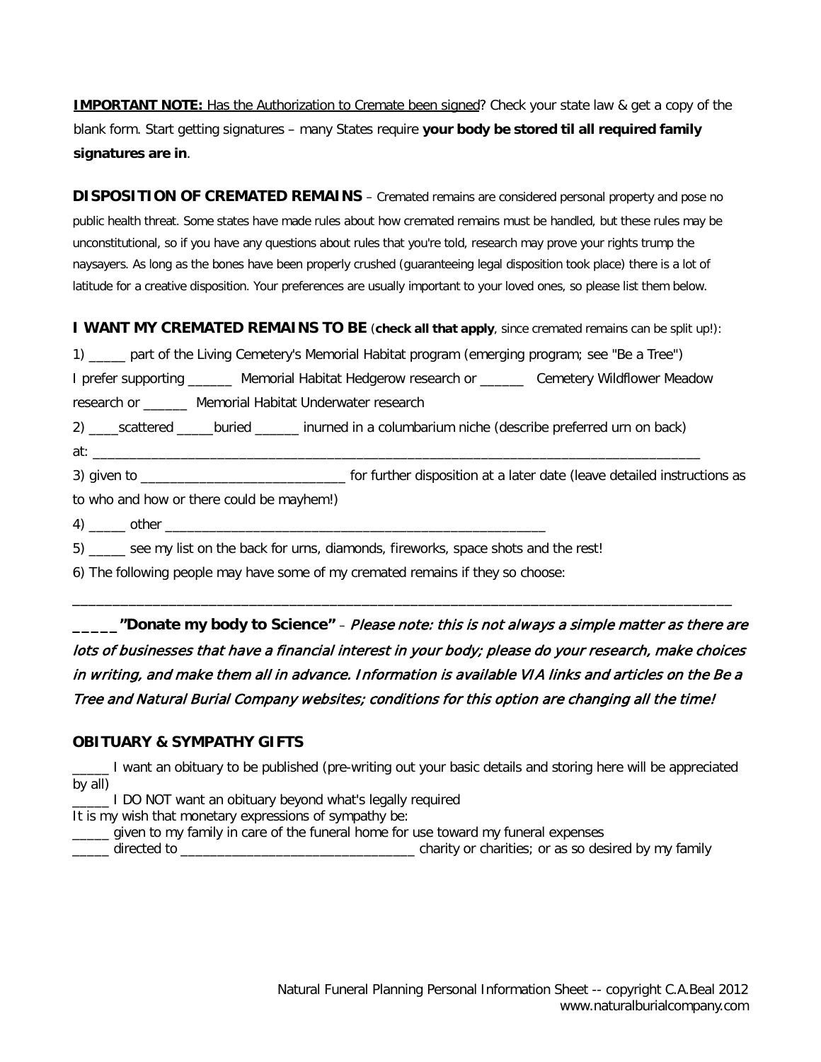**IMPORTANT NOTE:** Has the Authorization to Cremate been signed? Check your state law & get a copy of the blank form. Start getting signatures – many States require **your body be stored til all required family signatures are in**.

**DISPOSITION OF CREMATED REMAINS** – Cremated remains are considered personal property and pose no public health threat. Some states have made rules about how cremated remains must be handled, but these rules may be unconstitutional, so if you have any questions about rules that you're told, research may prove your rights trump the naysayers. As long as the bones have been properly crushed (guaranteeing legal disposition took place) there is a lot of latitude for a creative disposition. Your preferences are usually important to your loved ones, so please list them below.

**I WANT MY CREMATED REMAINS TO BE** (**check all that apply**, since cremated remains can be split up!):

1) _____ part of the Living Cemetery's Memorial Habitat program (emerging program; see "Be a Tree")

I prefer supporting ______ Memorial Habitat Hedgerow research or ______ Cemetery Wildflower Meadow research or ______ Memorial Habitat Underwater research

2) ____scattered _____buried ______ inurned in a columbarium niche (describe preferred urn on back) at: ___________________________________________________________________________________

3) given to ____________________________ for further disposition at a later date (leave detailed instructions as to who and how or there could be mayhem!)

4) _____ other ______________________________________________________

5) _____ see my list on the back for urns, diamonds, fireworks, space shots and the rest!

6) The following people may have some of my cremated remains if they so choose:

_____________________________________________________________________________________________

**_____ "Donate my body to Science"** – *Please note: this is not always a simple matter as there are lots of businesses that have a financial interest in your body; please do your research, make choices in writing, and make them all in advance. Information is available VIA links and articles on the Be a Tree and Natural Burial Company websites; conditions for this option are changing all the time!*

**OBITUARY & SYMPATHY GIFTS**

_____ I want an obituary to be published (pre-writing out your basic details and storing here will be appreciated by all)

_____ I DO NOT want an obituary beyond what's legally required

It is my wish that monetary expressions of sympathy be:

_____ given to my family in care of the funeral home for use toward my funeral expenses

_____ directed to ________________________________ charity or charities; or as so desired by my family

Natural Funeral Planning Personal Information Sheet -- copyright C.A.Beal 2012
www.naturalburialcompany.com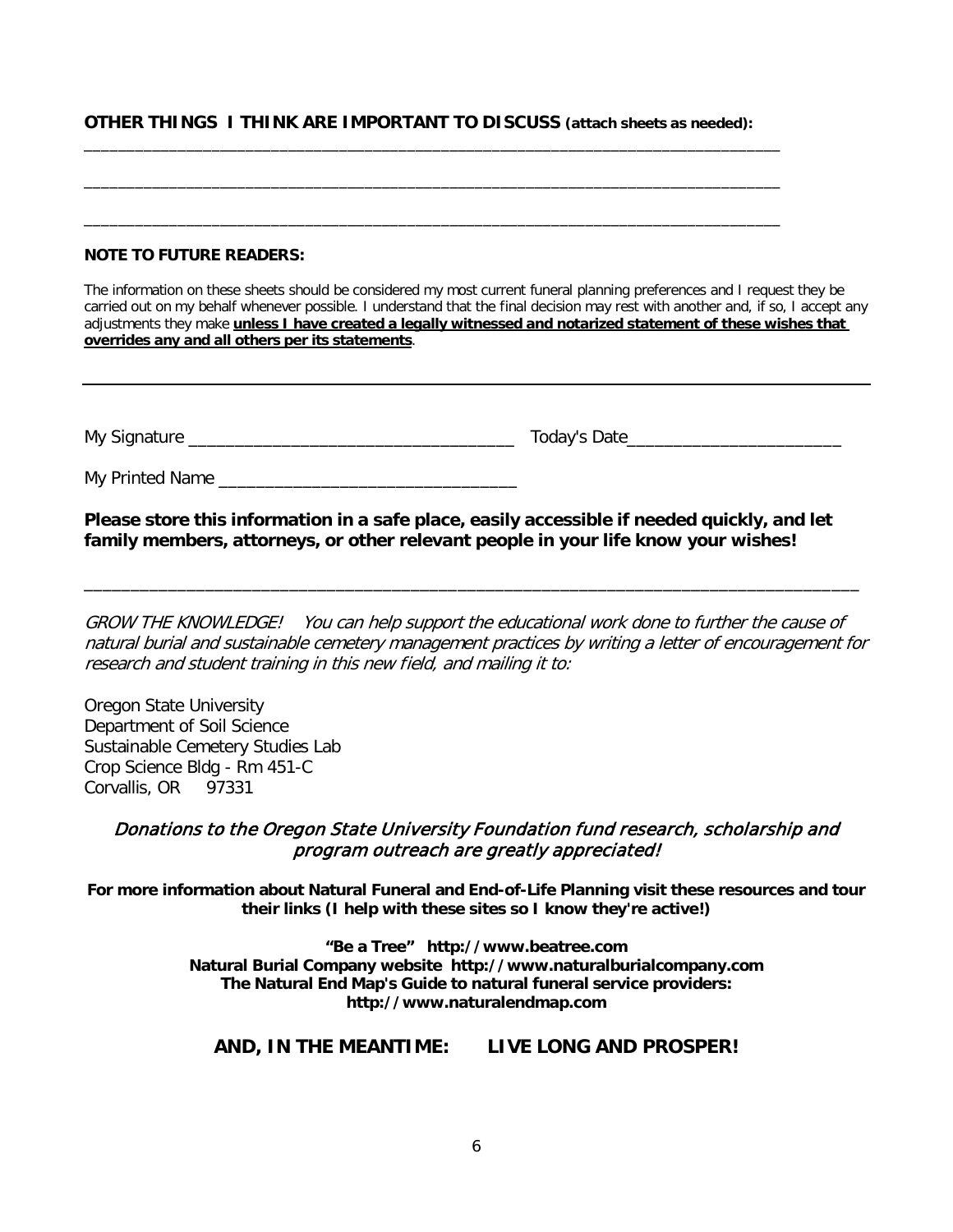**OTHER THINGS I THINK ARE IMPORTANT TO DISCUSS (attach sheets as needed):**

_______________________________________________________________________________

_______________________________________________________________________________

_______________________________________________________________________________

**NOTE TO FUTURE READERS:**

The information on these sheets should be considered my most current funeral planning preferences and I request they be carried out on my behalf whenever possible. I understand that the final decision may rest with another and, if so, I accept any adjustments they make **unless I have created a legally witnessed and notarized statement of these wishes that overrides any and all others per its statements**.

---

My Signature ___________________________________ Today's Date_______________________

My Printed Name ________________________________

**Please store this information in a safe place, easily accessible if needed quickly, and let family members, attorneys, or other relevant people in your life know your wishes!**

---

*GROW THE KNOWLEDGE! You can help support the educational work done to further the cause of natural burial and sustainable cemetery management practices by writing a letter of encouragement for research and student training in this new field, and mailing it to:*

Oregon State University
Department of Soil Science
Sustainable Cemetery Studies Lab
Crop Science Bldg - Rm 451-C
Corvallis, OR 97331

*Donations to the Oregon State University Foundation fund research, scholarship and program outreach are greatly appreciated!*

**For more information about Natural Funeral and End-of-Life Planning visit these resources and tour their links (I help with these sites so I know they're active!)**

**"Be a Tree" http://www.beatree.com**
**Natural Burial Company website http://www.naturalburialcompany.com**
**The Natural End Map's Guide to natural funeral service providers: http://www.naturalendmap.com**

**AND, IN THE MEANTIME: LIVE LONG AND PROSPER!**